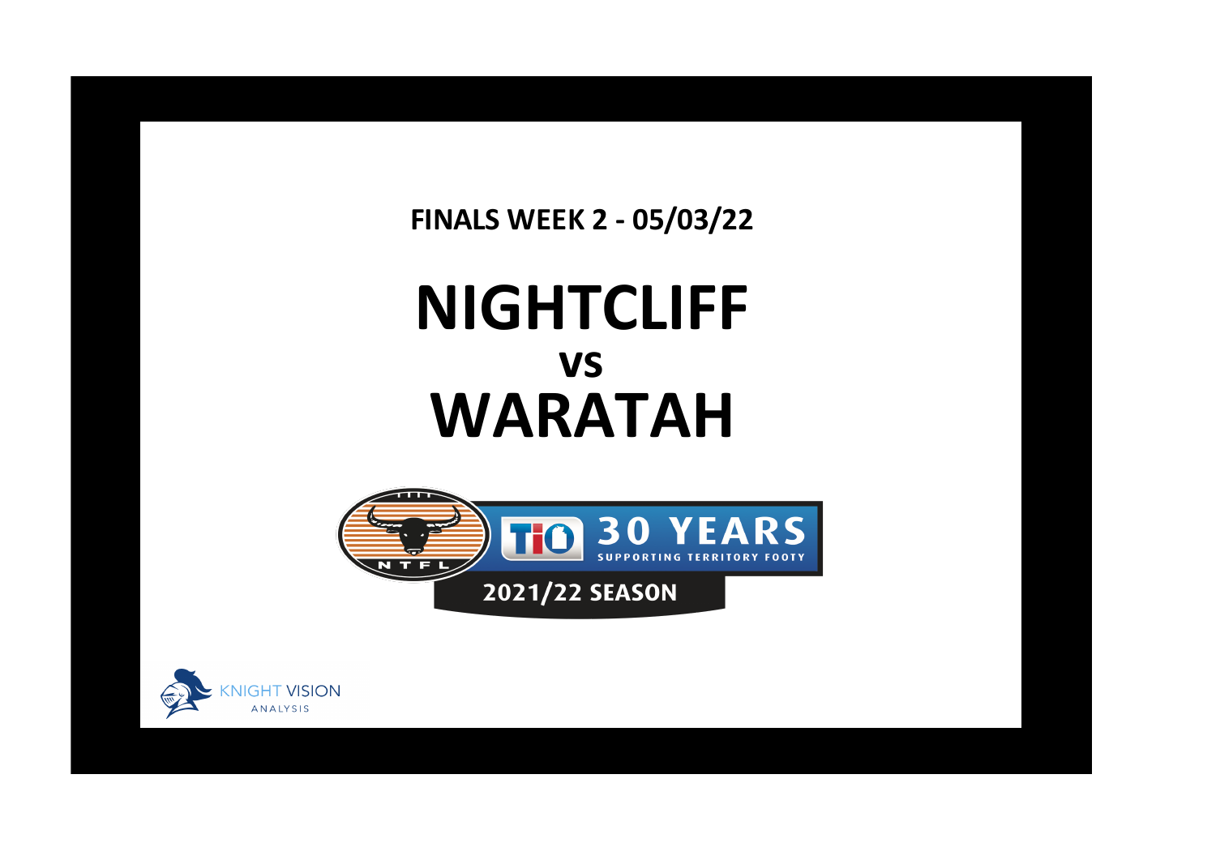**FINALS WEEK 2 - 05/03/22**

# NIGHTCLIFF

## vs

# WARATAH

NTFL

TIO 30 YEARS SUPPORTING TERRITORY FOOTY

2021/22 SEASON

KNIGHT VISION ANALYSIS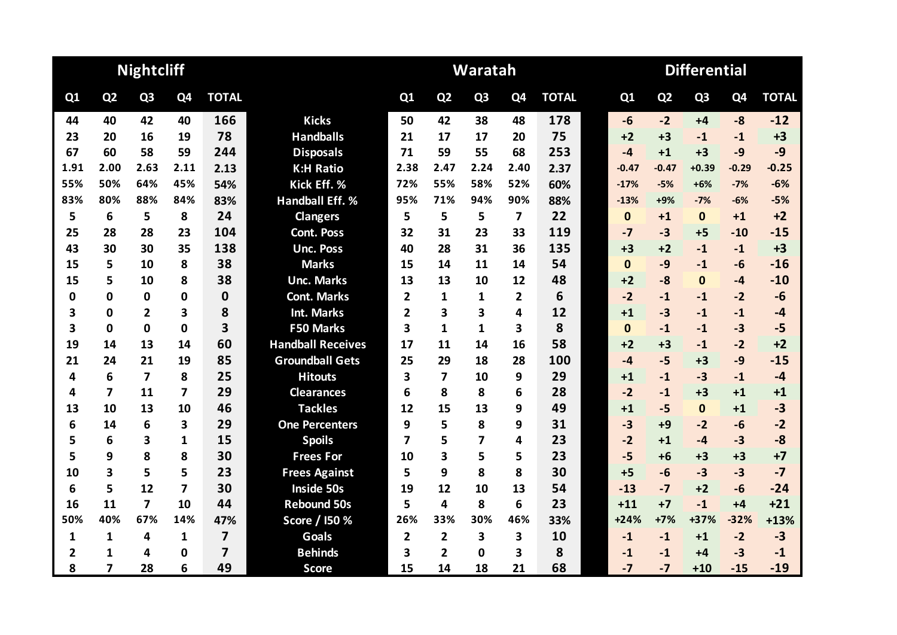| Nightcliff | | | | | | Waratah | | | | | Differential | | | | |
|---|---|---|---|---|---|---|---|---|---|---|---|---|---|---|---|
| Q1 | Q2 | Q3 | Q4 | TOTAL | | Q1 | Q2 | Q3 | Q4 | TOTAL | Q1 | Q2 | Q3 | Q4 | TOTAL |
| 44 | 40 | 42 | 40 | 166 | Kicks | 50 | 42 | 38 | 48 | 178 | -6 | -2 | +4 | -8 | -12 |
| 23 | 20 | 16 | 19 | 78 | Handballs | 21 | 17 | 17 | 20 | 75 | +2 | +3 | -1 | -1 | +3 |
| 67 | 60 | 58 | 59 | 244 | Disposals | 71 | 59 | 55 | 68 | 253 | -4 | +1 | +3 | -9 | -9 |
| 1.91 | 2.00 | 2.63 | 2.11 | 2.13 | K:H Ratio | 2.38 | 2.47 | 2.24 | 2.40 | 2.37 | -0.47 | -0.47 | +0.39 | -0.29 | -0.25 |
| 55% | 50% | 64% | 45% | 54% | Kick Eff. % | 72% | 55% | 58% | 52% | 60% | -17% | -5% | +6% | -7% | -6% |
| 83% | 80% | 88% | 84% | 83% | Handball Eff. % | 95% | 71% | 94% | 90% | 88% | -13% | +9% | -7% | -6% | -5% |
| 5 | 6 | 5 | 8 | 24 | Clangers | 5 | 5 | 5 | 7 | 22 | 0 | +1 | 0 | +1 | +2 |
| 25 | 28 | 28 | 23 | 104 | Cont. Poss | 32 | 31 | 23 | 33 | 119 | -7 | -3 | +5 | -10 | -15 |
| 43 | 30 | 30 | 35 | 138 | Unc. Poss | 40 | 28 | 31 | 36 | 135 | +3 | +2 | -1 | -1 | +3 |
| 15 | 5 | 10 | 8 | 38 | Marks | 15 | 14 | 11 | 14 | 54 | 0 | -9 | -1 | -6 | -16 |
| 15 | 5 | 10 | 8 | 38 | Unc. Marks | 13 | 13 | 10 | 12 | 48 | +2 | -8 | 0 | -4 | -10 |
| 0 | 0 | 0 | 0 | 0 | Cont. Marks | 2 | 1 | 1 | 2 | 6 | -2 | -1 | -1 | -2 | -6 |
| 3 | 0 | 2 | 3 | 8 | Int. Marks | 2 | 3 | 3 | 4 | 12 | +1 | -3 | -1 | -1 | -4 |
| 3 | 0 | 0 | 0 | 3 | F50 Marks | 3 | 1 | 1 | 3 | 8 | 0 | -1 | -1 | -3 | -5 |
| 19 | 14 | 13 | 14 | 60 | Handball Receives | 17 | 11 | 14 | 16 | 58 | +2 | +3 | -1 | -2 | +2 |
| 21 | 24 | 21 | 19 | 85 | Groundball Gets | 25 | 29 | 18 | 28 | 100 | -4 | -5 | +3 | -9 | -15 |
| 4 | 6 | 7 | 8 | 25 | Hitouts | 3 | 7 | 10 | 9 | 29 | +1 | -1 | -3 | -1 | -4 |
| 4 | 7 | 11 | 7 | 29 | Clearances | 6 | 8 | 8 | 6 | 28 | -2 | -1 | +3 | +1 | +1 |
| 13 | 10 | 13 | 10 | 46 | Tackles | 12 | 15 | 13 | 9 | 49 | +1 | -5 | 0 | +1 | -3 |
| 6 | 14 | 6 | 3 | 29 | One Percenters | 9 | 5 | 8 | 9 | 31 | -3 | +9 | -2 | -6 | -2 |
| 5 | 6 | 3 | 1 | 15 | Spoils | 7 | 5 | 7 | 4 | 23 | -2 | +1 | -4 | -3 | -8 |
| 5 | 9 | 8 | 8 | 30 | Frees For | 10 | 3 | 5 | 5 | 23 | -5 | +6 | +3 | +3 | +7 |
| 10 | 3 | 5 | 5 | 23 | Frees Against | 5 | 9 | 8 | 8 | 30 | +5 | -6 | -3 | -3 | -7 |
| 6 | 5 | 12 | 7 | 30 | Inside 50s | 19 | 12 | 10 | 13 | 54 | -13 | -7 | +2 | -6 | -24 |
| 16 | 11 | 7 | 10 | 44 | Rebound 50s | 5 | 4 | 8 | 6 | 23 | +11 | +7 | -1 | +4 | +21 |
| 50% | 40% | 67% | 14% | 47% | Score / I50 % | 26% | 33% | 30% | 46% | 33% | +24% | +7% | +37% | -32% | +13% |
| 1 | 1 | 4 | 1 | 7 | Goals | 2 | 2 | 3 | 3 | 10 | -1 | -1 | +1 | -2 | -3 |
| 2 | 1 | 4 | 0 | 7 | Behinds | 3 | 2 | 0 | 3 | 8 | -1 | -1 | +4 | -3 | -1 |
| 8 | 7 | 28 | 6 | 49 | Score | 15 | 14 | 18 | 21 | 68 | -7 | -7 | +10 | -15 | -19 |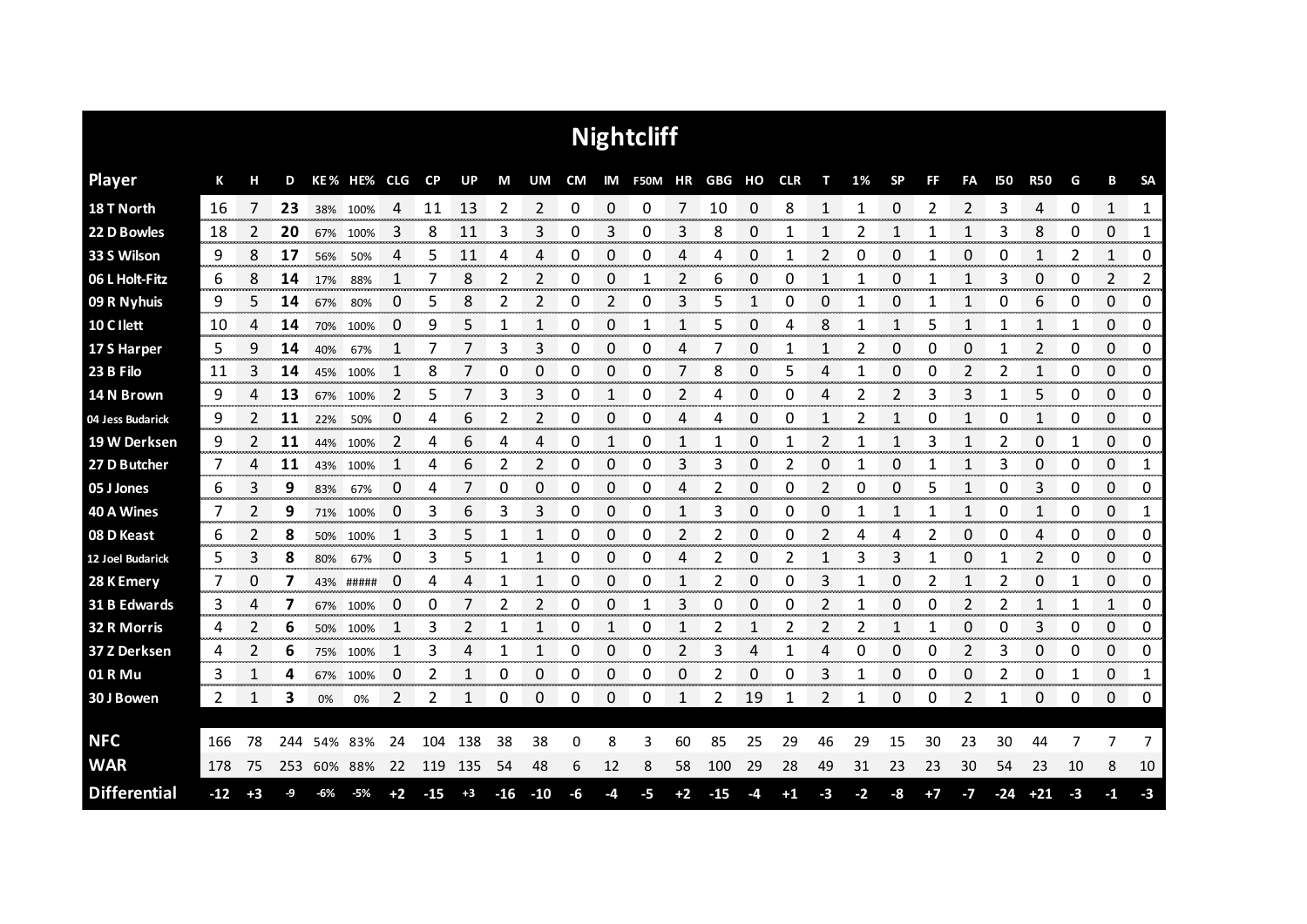# Nightcliff

| Player | K | H | D | KE% | HE% | CLG | CP | UP | M | UM | CM | IM | F50M | HR | GBG | HO | CLR | T | 1% | SP | FF | FA | I50 | R50 | G | B | SA |
|---|---|---|---|---|---|---|---|---|---|---|---|---|---|---|---|---|---|---|---|---|---|---|---|---|---|---|---|
| 18 T North | 16 | 7 | **23** | 38% | 100% | 4 | 11 | 13 | 2 | 2 | 0 | 0 | 0 | 7 | 10 | 0 | 8 | 1 | 1 | 0 | 2 | 2 | 3 | 4 | 0 | 1 | 1 |
| 22 D Bowles | 18 | 2 | **20** | 67% | 100% | 3 | 8 | 11 | 3 | 3 | 0 | 3 | 0 | 3 | 8 | 0 | 1 | 1 | 2 | 1 | 1 | 1 | 3 | 8 | 0 | 0 | 1 |
| 33 S Wilson | 9 | 8 | **17** | 56% | 50% | 4 | 5 | 11 | 4 | 4 | 0 | 0 | 0 | 4 | 4 | 0 | 1 | 2 | 0 | 0 | 1 | 0 | 0 | 1 | 2 | 1 | 0 |
| 06 L Holt-Fitz | 6 | 8 | **14** | 17% | 88% | 1 | 7 | 8 | 2 | 2 | 0 | 0 | 1 | 2 | 6 | 0 | 0 | 1 | 1 | 0 | 1 | 1 | 3 | 0 | 0 | 2 | 2 |
| 09 R Nyhuis | 9 | 5 | **14** | 67% | 80% | 0 | 5 | 8 | 2 | 2 | 0 | 2 | 0 | 3 | 5 | 1 | 0 | 0 | 1 | 0 | 1 | 1 | 0 | 6 | 0 | 0 | 0 |
| 10 C Ilett | 10 | 4 | **14** | 70% | 100% | 0 | 9 | 5 | 1 | 1 | 0 | 0 | 1 | 1 | 5 | 0 | 4 | 8 | 1 | 1 | 5 | 1 | 1 | 1 | 1 | 0 | 0 |
| 17 S Harper | 5 | 9 | **14** | 40% | 67% | 1 | 7 | 7 | 3 | 3 | 0 | 0 | 0 | 4 | 7 | 0 | 1 | 1 | 2 | 0 | 0 | 0 | 1 | 2 | 0 | 0 | 0 |
| 23 B Filo | 11 | 3 | **14** | 45% | 100% | 1 | 8 | 7 | 0 | 0 | 0 | 0 | 0 | 7 | 8 | 0 | 5 | 4 | 1 | 0 | 0 | 2 | 2 | 1 | 0 | 0 | 0 |
| 14 N Brown | 9 | 4 | **13** | 67% | 100% | 2 | 5 | 7 | 3 | 3 | 0 | 1 | 0 | 2 | 4 | 0 | 0 | 4 | 2 | 2 | 3 | 3 | 1 | 5 | 0 | 0 | 0 |
| 04 Jess Budarick | 9 | 2 | **11** | 22% | 50% | 0 | 4 | 6 | 2 | 2 | 0 | 0 | 0 | 4 | 4 | 0 | 0 | 1 | 2 | 1 | 0 | 1 | 0 | 1 | 0 | 0 | 0 |
| 19 W Derksen | 9 | 2 | **11** | 44% | 100% | 2 | 4 | 6 | 4 | 4 | 0 | 1 | 0 | 1 | 1 | 0 | 1 | 2 | 1 | 1 | 3 | 1 | 2 | 0 | 1 | 0 | 0 |
| 27 D Butcher | 7 | 4 | **11** | 43% | 100% | 1 | 4 | 6 | 2 | 2 | 0 | 0 | 0 | 3 | 3 | 0 | 2 | 0 | 1 | 0 | 1 | 1 | 3 | 0 | 0 | 0 | 1 |
| 05 J Jones | 6 | 3 | **9** | 83% | 67% | 0 | 4 | 7 | 0 | 0 | 0 | 0 | 0 | 4 | 2 | 0 | 0 | 2 | 0 | 0 | 5 | 1 | 0 | 3 | 0 | 0 | 0 |
| 40 A Wines | 7 | 2 | **9** | 71% | 100% | 0 | 3 | 6 | 3 | 3 | 0 | 0 | 0 | 1 | 3 | 0 | 0 | 0 | 1 | 1 | 1 | 1 | 0 | 1 | 0 | 0 | 1 |
| 08 D Keast | 6 | 2 | **8** | 50% | 100% | 1 | 3 | 5 | 1 | 1 | 0 | 0 | 0 | 2 | 2 | 0 | 0 | 2 | 4 | 4 | 2 | 0 | 0 | 4 | 0 | 0 | 0 |
| 12 Joel Budarick | 5 | 3 | **8** | 80% | 67% | 0 | 3 | 5 | 1 | 1 | 0 | 0 | 0 | 4 | 2 | 0 | 2 | 1 | 3 | 3 | 1 | 0 | 1 | 2 | 0 | 0 | 0 |
| 28 K Emery | 7 | 0 | **7** | 43% | ##### | 0 | 4 | 4 | 1 | 1 | 0 | 0 | 0 | 1 | 2 | 0 | 0 | 3 | 1 | 0 | 2 | 1 | 2 | 0 | 1 | 0 | 0 |
| 31 B Edwards | 3 | 4 | **7** | 67% | 100% | 0 | 0 | 7 | 2 | 2 | 0 | 0 | 1 | 3 | 0 | 0 | 0 | 2 | 1 | 0 | 0 | 2 | 2 | 1 | 1 | 1 | 0 |
| 32 R Morris | 4 | 2 | **6** | 50% | 100% | 1 | 3 | 2 | 1 | 1 | 0 | 1 | 0 | 1 | 2 | 1 | 2 | 2 | 2 | 1 | 1 | 0 | 0 | 3 | 0 | 0 | 0 |
| 37 Z Derksen | 4 | 2 | **6** | 75% | 100% | 1 | 3 | 4 | 1 | 1 | 0 | 0 | 0 | 2 | 3 | 4 | 1 | 4 | 0 | 0 | 0 | 2 | 3 | 0 | 0 | 0 | 0 |
| 01 R Mu | 3 | 1 | **4** | 67% | 100% | 0 | 2 | 1 | 0 | 0 | 0 | 0 | 0 | 0 | 2 | 0 | 0 | 3 | 1 | 0 | 0 | 0 | 2 | 0 | 1 | 0 | 1 |
| 30 J Bowen | 2 | 1 | **3** | 0% | 0% | 2 | 2 | 1 | 0 | 0 | 0 | 0 | 0 | 1 | 2 | 19 | 1 | 2 | 1 | 0 | 0 | 2 | 1 | 0 | 0 | 0 | 0 |
| **NFC** | 166 | 78 | 244 | 54% | 83% | 24 | 104 | 138 | 38 | 38 | 0 | 8 | 3 | 60 | 85 | 25 | 29 | 46 | 29 | 15 | 30 | 23 | 30 | 44 | 7 | 7 | 7 |
| **WAR** | 178 | 75 | 253 | 60% | 88% | 22 | 119 | 135 | 54 | 48 | 6 | 12 | 8 | 58 | 100 | 29 | 28 | 49 | 31 | 23 | 23 | 30 | 54 | 23 | 10 | 8 | 10 |
| **Differential** | -12 | +3 | -9 | -6% | -5% | +2 | -15 | +3 | -16 | -10 | -6 | -4 | -5 | +2 | -15 | -4 | +1 | -3 | -2 | -8 | +7 | -7 | -24 | +21 | -3 | -1 | -3 |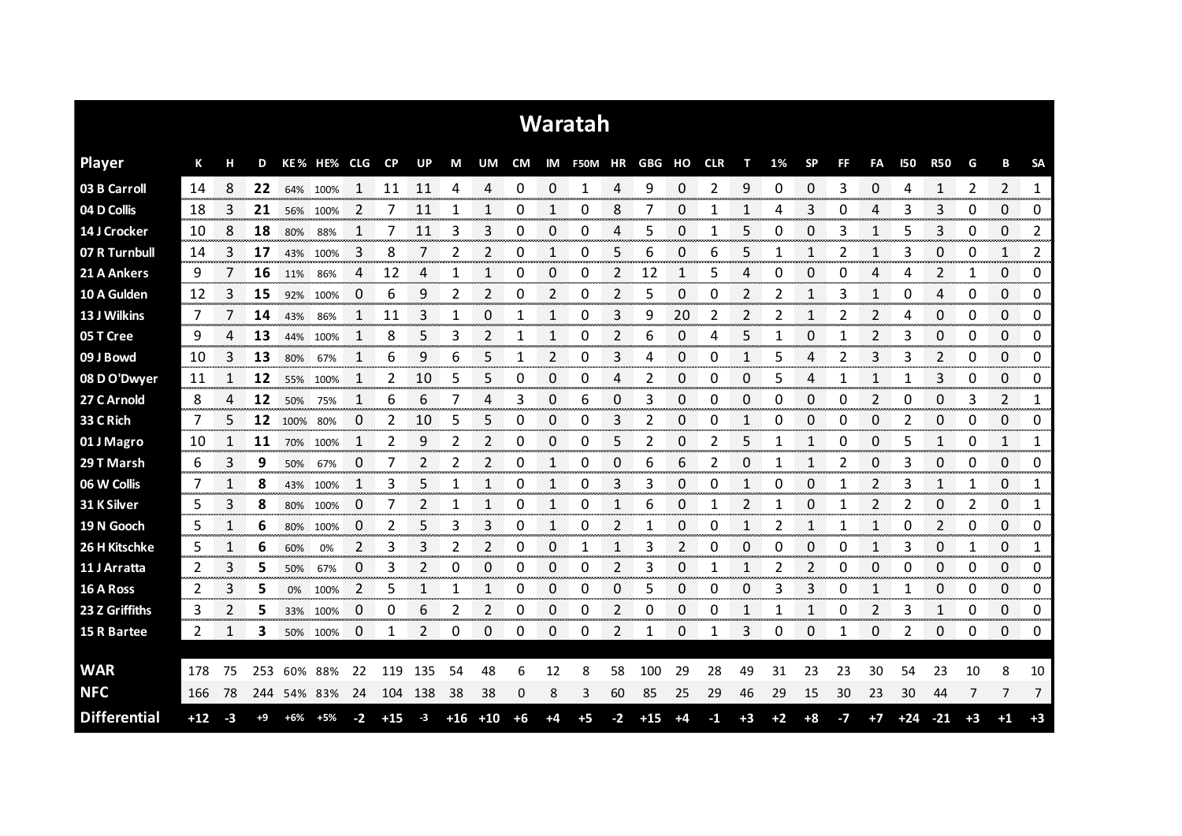# Waratah

| Player | K | H | D | KE% | HE% | CLG | CP | UP | M | UM | CM | IM | F50M | HR | GBG | HO | CLR | T | 1% | SP | FF | FA | I50 | R50 | G | B | SA |
|---|---|---|---|---|---|---|---|---|---|---|---|---|---|---|---|---|---|---|---|---|---|---|---|---|---|---|---|
| 03 B Carroll | 14 | 8 | **22** | 64% | 100% | 1 | 11 | 11 | 4 | 4 | 0 | 0 | 1 | 4 | 9 | 0 | 2 | 9 | 0 | 0 | 3 | 0 | 4 | 1 | 2 | 2 | 1 |
| 04 D Collis | 18 | 3 | **21** | 56% | 100% | 2 | 7 | 11 | 1 | 1 | 0 | 1 | 0 | 8 | 7 | 0 | 1 | 1 | 4 | 3 | 0 | 4 | 3 | 3 | 0 | 0 | 0 |
| 14 J Crocker | 10 | 8 | **18** | 80% | 88% | 1 | 7 | 11 | 3 | 3 | 0 | 0 | 0 | 4 | 5 | 0 | 1 | 5 | 0 | 0 | 3 | 1 | 5 | 3 | 0 | 0 | 2 |
| 07 R Turnbull | 14 | 3 | **17** | 43% | 100% | 3 | 8 | 7 | 2 | 2 | 0 | 1 | 0 | 5 | 6 | 0 | 6 | 5 | 1 | 1 | 2 | 1 | 3 | 0 | 0 | 1 | 2 |
| 21 A Ankers | 9 | 7 | **16** | 11% | 86% | 4 | 12 | 4 | 1 | 1 | 0 | 0 | 0 | 2 | 12 | 1 | 5 | 4 | 0 | 0 | 0 | 4 | 4 | 2 | 1 | 0 | 0 |
| 10 A Gulden | 12 | 3 | **15** | 92% | 100% | 0 | 6 | 9 | 2 | 2 | 0 | 2 | 0 | 2 | 5 | 0 | 0 | 2 | 2 | 1 | 3 | 1 | 0 | 4 | 0 | 0 | 0 |
| 13 J Wilkins | 7 | 7 | **14** | 43% | 86% | 1 | 11 | 3 | 1 | 0 | 1 | 1 | 0 | 3 | 9 | 20 | 2 | 2 | 2 | 1 | 2 | 2 | 4 | 0 | 0 | 0 | 0 |
| 05 T Cree | 9 | 4 | **13** | 44% | 100% | 1 | 8 | 5 | 3 | 2 | 1 | 1 | 0 | 2 | 6 | 0 | 4 | 5 | 1 | 0 | 1 | 2 | 3 | 0 | 0 | 0 | 0 |
| 09 J Bowd | 10 | 3 | **13** | 80% | 67% | 1 | 6 | 9 | 6 | 5 | 1 | 2 | 0 | 3 | 4 | 0 | 0 | 1 | 5 | 4 | 2 | 3 | 3 | 2 | 0 | 0 | 0 |
| 08 D O'Dwyer | 11 | 1 | **12** | 55% | 100% | 1 | 2 | 10 | 5 | 5 | 0 | 0 | 0 | 4 | 2 | 0 | 0 | 0 | 5 | 4 | 1 | 1 | 1 | 3 | 0 | 0 | 0 |
| 27 C Arnold | 8 | 4 | **12** | 50% | 75% | 1 | 6 | 6 | 7 | 4 | 3 | 0 | 6 | 0 | 3 | 0 | 0 | 0 | 0 | 0 | 0 | 2 | 0 | 0 | 3 | 2 | 1 |
| 33 C Rich | 7 | 5 | **12** | 100% | 80% | 0 | 2 | 10 | 5 | 5 | 0 | 0 | 0 | 3 | 2 | 0 | 0 | 1 | 0 | 0 | 0 | 0 | 2 | 0 | 0 | 0 | 0 |
| 01 J Magro | 10 | 1 | **11** | 70% | 100% | 1 | 2 | 9 | 2 | 2 | 0 | 0 | 0 | 5 | 2 | 0 | 2 | 5 | 1 | 1 | 0 | 0 | 5 | 1 | 0 | 1 | 1 |
| 29 T Marsh | 6 | 3 | **9** | 50% | 67% | 0 | 7 | 2 | 2 | 2 | 0 | 1 | 0 | 0 | 6 | 6 | 2 | 0 | 1 | 1 | 2 | 0 | 3 | 0 | 0 | 0 | 0 |
| 06 W Collis | 7 | 1 | **8** | 43% | 100% | 1 | 3 | 5 | 1 | 1 | 0 | 1 | 0 | 3 | 3 | 0 | 0 | 1 | 0 | 0 | 1 | 2 | 3 | 1 | 1 | 0 | 1 |
| 31 K Silver | 5 | 3 | **8** | 80% | 100% | 0 | 7 | 2 | 1 | 1 | 0 | 1 | 0 | 1 | 6 | 0 | 1 | 2 | 1 | 0 | 1 | 2 | 2 | 0 | 2 | 0 | 1 |
| 19 N Gooch | 5 | 1 | **6** | 80% | 100% | 0 | 2 | 5 | 3 | 3 | 0 | 1 | 0 | 2 | 1 | 0 | 0 | 1 | 2 | 1 | 1 | 1 | 0 | 2 | 0 | 0 | 0 |
| 26 H Kitschke | 5 | 1 | **6** | 60% | 0% | 2 | 3 | 3 | 2 | 2 | 0 | 0 | 1 | 1 | 3 | 2 | 0 | 0 | 0 | 0 | 0 | 1 | 3 | 0 | 1 | 0 | 1 |
| 11 J Arratta | 2 | 3 | **5** | 50% | 67% | 0 | 3 | 2 | 0 | 0 | 0 | 0 | 0 | 2 | 3 | 0 | 1 | 1 | 2 | 2 | 0 | 0 | 0 | 0 | 0 | 0 | 0 |
| 16 A Ross | 2 | 3 | **5** | 0% | 100% | 2 | 5 | 1 | 1 | 1 | 0 | 0 | 0 | 0 | 5 | 0 | 0 | 0 | 3 | 3 | 0 | 1 | 1 | 0 | 0 | 0 | 0 |
| 23 Z Griffiths | 3 | 2 | **5** | 33% | 100% | 0 | 0 | 6 | 2 | 2 | 0 | 0 | 0 | 2 | 0 | 0 | 0 | 1 | 1 | 1 | 0 | 2 | 3 | 1 | 0 | 0 | 0 |
| 15 R Bartee | 2 | 1 | **3** | 50% | 100% | 0 | 1 | 2 | 0 | 0 | 0 | 0 | 0 | 2 | 1 | 0 | 1 | 3 | 0 | 0 | 1 | 0 | 2 | 0 | 0 | 0 | 0 |
| **WAR** | 178 | 75 | 253 | 60% | 88% | 22 | 119 | 135 | 54 | 48 | 6 | 12 | 8 | 58 | 100 | 29 | 28 | 49 | 31 | 23 | 23 | 30 | 54 | 23 | 10 | 8 | 10 |
| **NFC** | 166 | 78 | 244 | 54% | 83% | 24 | 104 | 138 | 38 | 38 | 0 | 8 | 3 | 60 | 85 | 25 | 29 | 46 | 29 | 15 | 30 | 23 | 30 | 44 | 7 | 7 | 7 |
| **Differential** | +12 | -3 | +9 | +6% | +5% | -2 | +15 | -3 | +16 | +10 | +6 | +4 | +5 | -2 | +15 | +4 | -1 | +3 | +2 | +8 | -7 | +7 | +24 | -21 | +3 | +1 | +3 |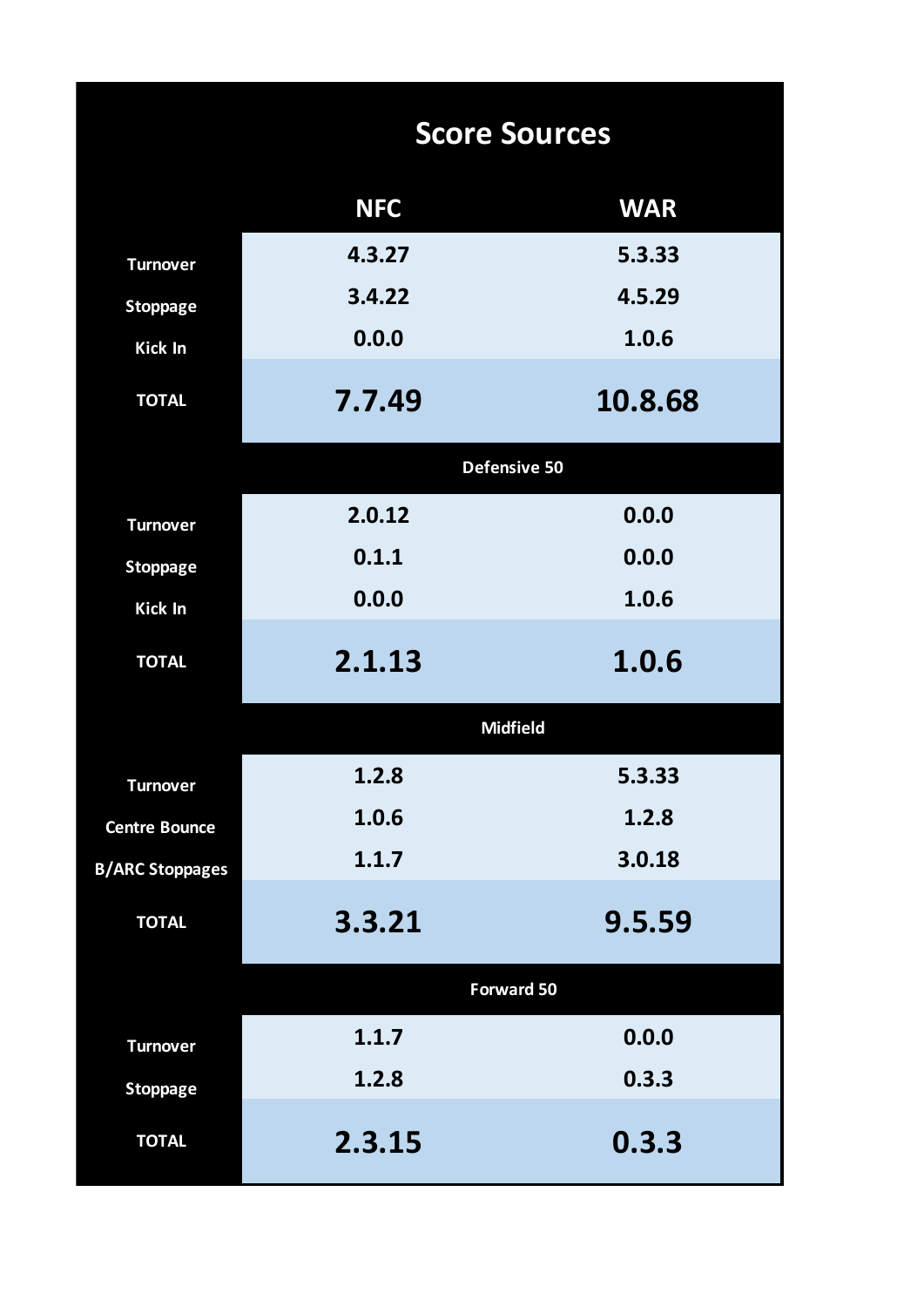# Score Sources

| | NFC | WAR |
|---|---|---|
| Turnover | 4.3.27 | 5.3.33 |
| Stoppage | 3.4.22 | 4.5.29 |
| Kick In | 0.0.0 | 1.0.6 |
| **TOTAL** | **7.7.49** | **10.8.68** |
| **Defensive 50** | | |
| Turnover | 2.0.12 | 0.0.0 |
| Stoppage | 0.1.1 | 0.0.0 |
| Kick In | 0.0.0 | 1.0.6 |
| **TOTAL** | **2.1.13** | **1.0.6** |
| **Midfield** | | |
| Turnover | 1.2.8 | 5.3.33 |
| Centre Bounce | 1.0.6 | 1.2.8 |
| B/ARC Stoppages | 1.1.7 | 3.0.18 |
| **TOTAL** | **3.3.21** | **9.5.59** |
| **Forward 50** | | |
| Turnover | 1.1.7 | 0.0.0 |
| Stoppage | 1.2.8 | 0.3.3 |
| **TOTAL** | **2.3.15** | **0.3.3** |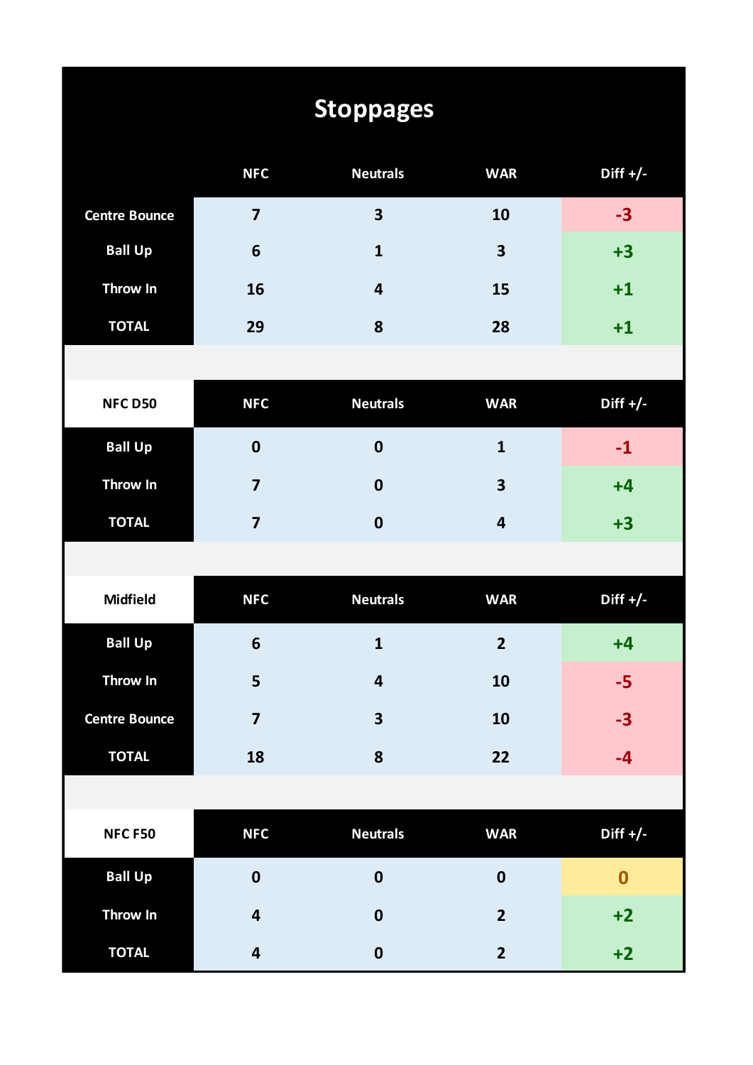# Stoppages

| | NFC | Neutrals | WAR | Diff +/- |
|---|---|---|---|---|
| Centre Bounce | 7 | 3 | 10 | -3 |
| Ball Up | 6 | 1 | 3 | +3 |
| Throw In | 16 | 4 | 15 | +1 |
| TOTAL | 29 | 8 | 28 | +1 |

| NFC D50 | NFC | Neutrals | WAR | Diff +/- |
|---|---|---|---|---|
| Ball Up | 0 | 0 | 1 | -1 |
| Throw In | 7 | 0 | 3 | +4 |
| TOTAL | 7 | 0 | 4 | +3 |

| Midfield | NFC | Neutrals | WAR | Diff +/- |
|---|---|---|---|---|
| Ball Up | 6 | 1 | 2 | +4 |
| Throw In | 5 | 4 | 10 | -5 |
| Centre Bounce | 7 | 3 | 10 | -3 |
| TOTAL | 18 | 8 | 22 | -4 |

| NFC F50 | NFC | Neutrals | WAR | Diff +/- |
|---|---|---|---|---|
| Ball Up | 0 | 0 | 0 | 0 |
| Throw In | 4 | 0 | 2 | +2 |
| TOTAL | 4 | 0 | 2 | +2 |